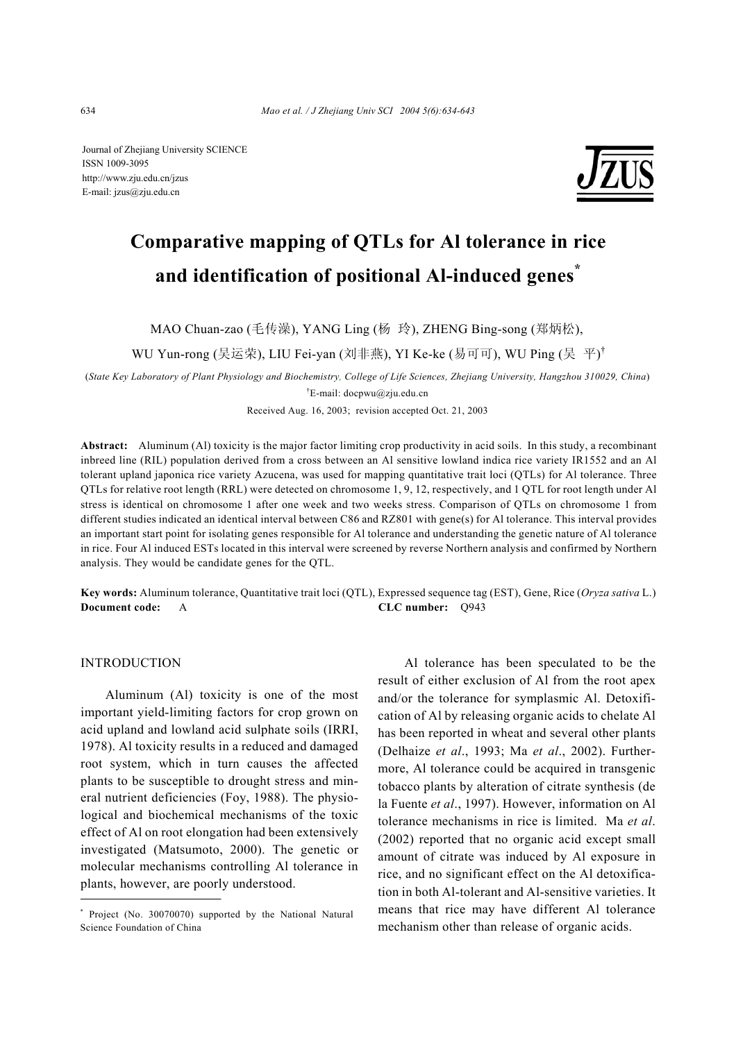Journal of Zhejiang University SCIENCE
ISSN 1009-3095
http://www.zju.edu.cn/jzus
E-mail: jzus@zju.edu.cn

# Comparative mapping of QTLs for Al tolerance in rice and identification of positional Al-induced genes*

MAO Chuan-zao (毛传澡), YANG Ling (杨 玲), ZHENG Bing-song (郑炳松), WU Yun-rong (吴运荣), LIU Fei-yan (刘非燕), YI Ke-ke (易可可), WU Ping (吴 平)[†]

(*State Key Laboratory of Plant Physiology and Biochemistry, College of Life Sciences, Zhejiang University, Hangzhou 310029, China*)

[†]E-mail: docpwu@zju.edu.cn

Received Aug. 16, 2003; revision accepted Oct. 21, 2003

**Abstract:** Aluminum (Al) toxicity is the major factor limiting crop productivity in acid soils. In this study, a recombinant inbreed line (RIL) population derived from a cross between an Al sensitive lowland indica rice variety IR1552 and an Al tolerant upland japonica rice variety Azucena, was used for mapping quantitative trait loci (QTLs) for Al tolerance. Three QTLs for relative root length (RRL) were detected on chromosome 1, 9, 12, respectively, and 1 QTL for root length under Al stress is identical on chromosome 1 after one week and two weeks stress. Comparison of QTLs on chromosome 1 from different studies indicated an identical interval between C86 and RZ801 with gene(s) for Al tolerance. This interval provides an important start point for isolating genes responsible for Al tolerance and understanding the genetic nature of Al tolerance in rice. Four Al induced ESTs located in this interval were screened by reverse Northern analysis and confirmed by Northern analysis. They would be candidate genes for the QTL.

**Key words:** Aluminum tolerance, Quantitative trait loci (QTL), Expressed sequence tag (EST), Gene, Rice (*Oryza sativa* L.)
**Document code:** A **CLC number:** Q943

## INTRODUCTION

Aluminum (Al) toxicity is one of the most important yield-limiting factors for crop grown on acid upland and lowland acid sulphate soils (IRRI, 1978). Al toxicity results in a reduced and damaged root system, which in turn causes the affected plants to be susceptible to drought stress and mineral nutrient deficiencies (Foy, 1988). The physiological and biochemical mechanisms of the toxic effect of Al on root elongation had been extensively investigated (Matsumoto, 2000). The genetic or molecular mechanisms controlling Al tolerance in plants, however, are poorly understood.

Al tolerance has been speculated to be the result of either exclusion of Al from the root apex and/or the tolerance for symplasmic Al. Detoxification of Al by releasing organic acids to chelate Al has been reported in wheat and several other plants (Delhaize *et al*., 1993; Ma *et al*., 2002). Furthermore, Al tolerance could be acquired in transgenic tobacco plants by alteration of citrate synthesis (de la Fuente *et al*., 1997). However, information on Al tolerance mechanisms in rice is limited. Ma *et al*. (2002) reported that no organic acid except small amount of citrate was induced by Al exposure in rice, and no significant effect on the Al detoxification in both Al-tolerant and Al-sensitive varieties. It means that rice may have different Al tolerance mechanism other than release of organic acids.

---

* Project (No. 30070070) supported by the National Natural Science Foundation of China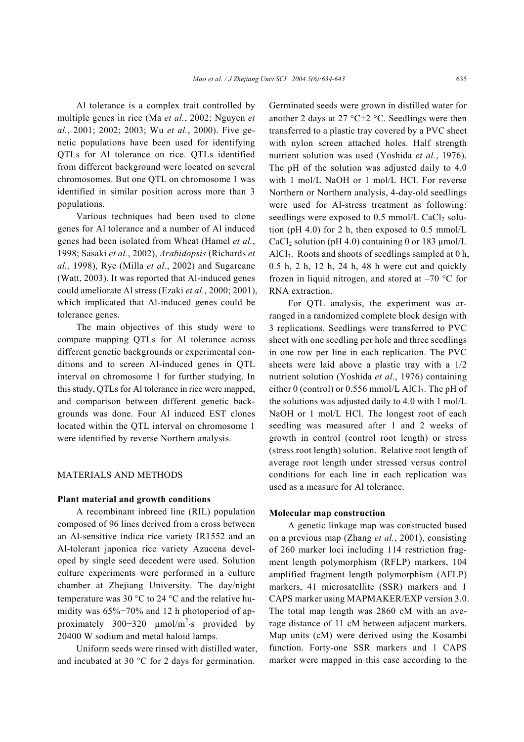Al tolerance is a complex trait controlled by multiple genes in rice (Ma *et al.*, 2002; Nguyen *et al.*, 2001; 2002; 2003; Wu *et al.*, 2000). Five genetic populations have been used for identifying QTLs for Al tolerance on rice. QTLs identified from different background were located on several chromosomes. But one QTL on chromosome 1 was identified in similar position across more than 3 populations.

Various techniques had been used to clone genes for Al tolerance and a number of Al induced genes had been isolated from Wheat (Hamel *et al.*, 1998; Sasaki *et al.*, 2002), *Arabidopsis* (Richards *et al.*, 1998), Rye (Milla *et al.*, 2002) and Sugarcane (Watt, 2003). It was reported that Al-induced genes could ameliorate Al stress (Ezaki *et al.*, 2000; 2001), which implicated that Al-induced genes could be tolerance genes.

The main objectives of this study were to compare mapping QTLs for Al tolerance across different genetic backgrounds or experimental conditions and to screen Al-induced genes in QTL interval on chromosome 1 for further studying. In this study, QTLs for Al tolerance in rice were mapped, and comparison between different genetic backgrounds was done. Four Al induced EST clones located within the QTL interval on chromosome 1 were identified by reverse Northern analysis.

## MATERIALS AND METHODS

### Plant material and growth conditions

A recombinant inbreed line (RIL) population composed of 96 lines derived from a cross between an Al-sensitive indica rice variety IR1552 and an Al-tolerant japonica rice variety Azucena developed by single seed decedent were used. Solution culture experiments were performed in a culture chamber at Zhejiang University. The day/night temperature was 30 °C to 24 °C and the relative humidity was 65%−70% and 12 h photoperiod of approximately 300−320 $\mu mol/m^2 \cdot s$ provided by 20400 W sodium and metal haloid lamps.

Uniform seeds were rinsed with distilled water, and incubated at 30 °C for 2 days for germination. Germinated seeds were grown in distilled water for another 2 days at 27 °C±2 °C. Seedlings were then transferred to a plastic tray covered by a PVC sheet with nylon screen attached holes. Half strength nutrient solution was used (Yoshida *et al.*, 1976). The pH of the solution was adjusted daily to 4.0 with 1 mol/L NaOH or 1 mol/L HCl. For reverse Northern or Northern analysis, 4-day-old seedlings were used for Al-stress treatment as following: seedlings were exposed to 0.5 mmol/L $CaCl_2$ solution (pH 4.0) for 2 h, then exposed to 0.5 mmol/L $CaCl_2$ solution (pH 4.0) containing 0 or 183 μmol/L $AlCl_3$. Roots and shoots of seedlings sampled at 0 h, 0.5 h, 2 h, 12 h, 24 h, 48 h were cut and quickly frozen in liquid nitrogen, and stored at −70 °C for RNA extraction.

For QTL analysis, the experiment was arranged in a randomized complete block design with 3 replications. Seedlings were transferred to PVC sheet with one seedling per hole and three seedlings in one row per line in each replication. The PVC sheets were laid above a plastic tray with a 1/2 nutrient solution (Yoshida *et al*., 1976) containing either 0 (control) or 0.556 mmol/L $AlCl_3$. The pH of the solutions was adjusted daily to 4.0 with 1 mol/L NaOH or 1 mol/L HCl. The longest root of each seedling was measured after 1 and 2 weeks of growth in control (control root length) or stress (stress root length) solution. Relative root length of average root length under stressed versus control conditions for each line in each replication was used as a measure for Al tolerance.

### Molecular map construction

A genetic linkage map was constructed based on a previous map (Zhang *et al.*, 2001), consisting of 260 marker loci including 114 restriction fragment length polymorphism (RFLP) markers, 104 amplified fragment length polymorphism (AFLP) markers, 41 microsatellite (SSR) markers and 1 CAPS marker using MAPMAKER/EXP version 3.0. The total map length was 2860 cM with an average distance of 11 cM between adjacent markers. Map units (cM) were derived using the Kosambi function. Forty-one SSR markers and 1 CAPS marker were mapped in this case according to the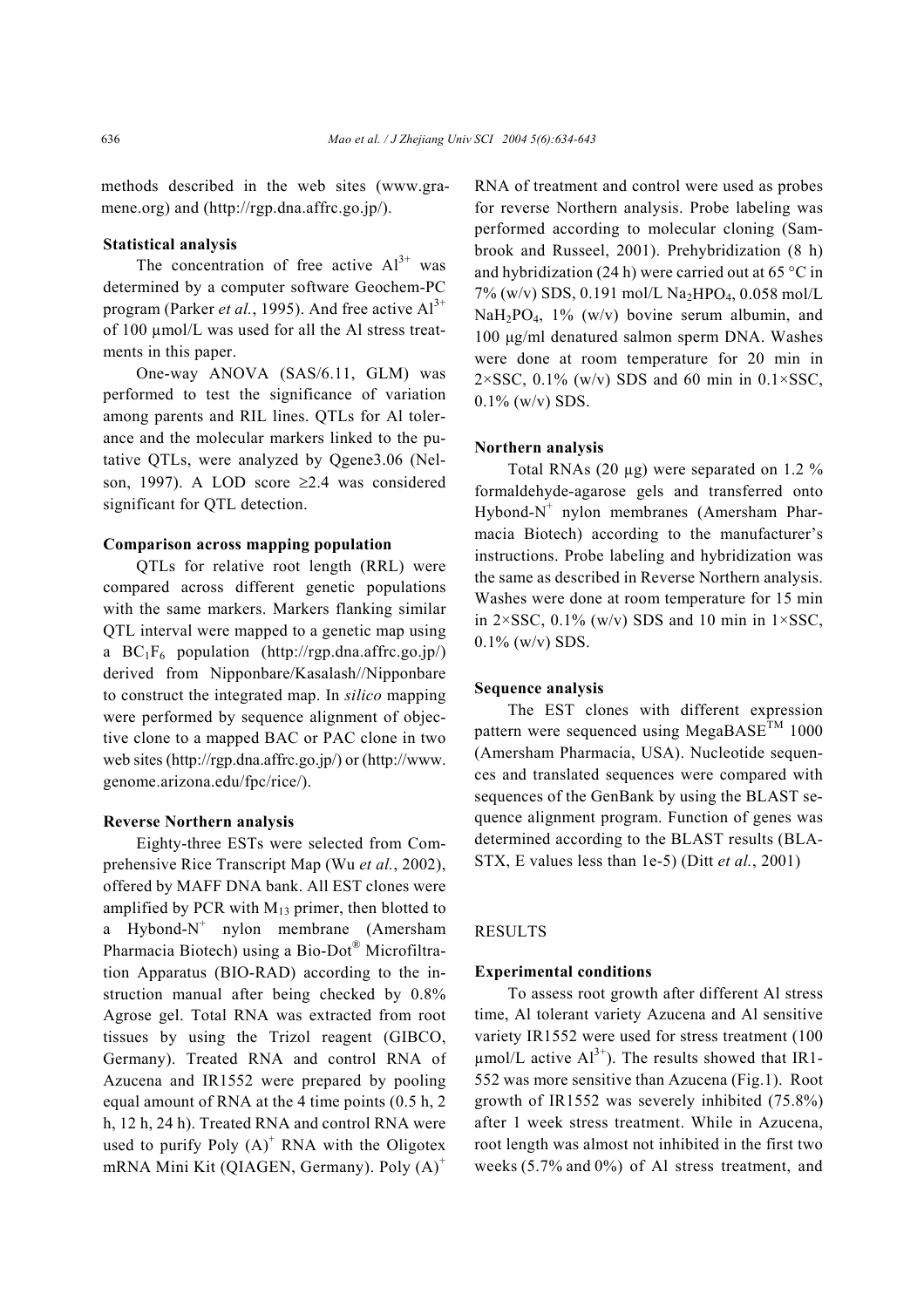methods described in the web sites (www.gramene.org) and (http://rgp.dna.affrc.go.jp/).

**Statistical analysis**

The concentration of free active $Al^{3+}$ was determined by a computer software Geochem-PC program (Parker *et al.*, 1995). And free active $Al^{3+}$ of 100 μmol/L was used for all the Al stress treatments in this paper.

One-way ANOVA (SAS/6.11, GLM) was performed to test the significance of variation among parents and RIL lines. QTLs for Al tolerance and the molecular markers linked to the putative QTLs, were analyzed by Qgene3.06 (Nelson, 1997). A LOD score ≥2.4 was considered significant for QTL detection.

**Comparison across mapping population**

QTLs for relative root length (RRL) were compared across different genetic populations with the same markers. Markers flanking similar QTL interval were mapped to a genetic map using a $BC_1F_6$ population (http://rgp.dna.affrc.go.jp/) derived from Nipponbare/Kasalash//Nipponbare to construct the integrated map. In *silico* mapping were performed by sequence alignment of objective clone to a mapped BAC or PAC clone in two web sites (http://rgp.dna.affrc.go.jp/) or (http://www.genome.arizona.edu/fpc/rice/).

**Reverse Northern analysis**

Eighty-three ESTs were selected from Comprehensive Rice Transcript Map (Wu *et al.*, 2002), offered by MAFF DNA bank. All EST clones were amplified by PCR with $M_{13}$ primer, then blotted to a Hybond-$N^+$ nylon membrane (Amersham Pharmacia Biotech) using a Bio-Dot® Microfiltration Apparatus (BIO-RAD) according to the instruction manual after being checked by 0.8% Agrose gel. Total RNA was extracted from root tissues by using the Trizol reagent (GIBCO, Germany). Treated RNA and control RNA of Azucena and IR1552 were prepared by pooling equal amount of RNA at the 4 time points (0.5 h, 2 h, 12 h, 24 h). Treated RNA and control RNA were used to purify Poly $(A)^+$ RNA with the Oligotex mRNA Mini Kit (QIAGEN, Germany). Poly $(A)^+$ RNA of treatment and control were used as probes for reverse Northern analysis. Probe labeling was performed according to molecular cloning (Sambrook and Russeel, 2001). Prehybridization (8 h) and hybridization (24 h) were carried out at 65 °C in 7% (w/v) SDS, 0.191 mol/L $Na_2HPO_4$, 0.058 mol/L $NaH_2PO_4$, 1% (w/v) bovine serum albumin, and 100 μg/ml denatured salmon sperm DNA. Washes were done at room temperature for 20 min in 2×SSC, 0.1% (w/v) SDS and 60 min in 0.1×SSC, 0.1% (w/v) SDS.

**Northern analysis**

Total RNAs (20 μg) were separated on 1.2 % formaldehyde-agarose gels and transferred onto Hybond-$N^+$ nylon membranes (Amersham Pharmacia Biotech) according to the manufacturer's instructions. Probe labeling and hybridization was the same as described in Reverse Northern analysis. Washes were done at room temperature for 15 min in 2×SSC, 0.1% (w/v) SDS and 10 min in 1×SSC, 0.1% (w/v) SDS.

**Sequence analysis**

The EST clones with different expression pattern were sequenced using MegaBASE™ 1000 (Amersham Pharmacia, USA). Nucleotide sequences and translated sequences were compared with sequences of the GenBank by using the BLAST sequence alignment program. Function of genes was determined according to the BLAST results (BLASTX, E values less than 1e-5) (Ditt *et al.*, 2001)

## RESULTS

**Experimental conditions**

To assess root growth after different Al stress time, Al tolerant variety Azucena and Al sensitive variety IR1552 were used for stress treatment (100 μmol/L active $Al^{3+}$). The results showed that IR1552 was more sensitive than Azucena (Fig.1). Root growth of IR1552 was severely inhibited (75.8%) after 1 week stress treatment. While in Azucena, root length was almost not inhibited in the first two weeks (5.7% and 0%) of Al stress treatment, and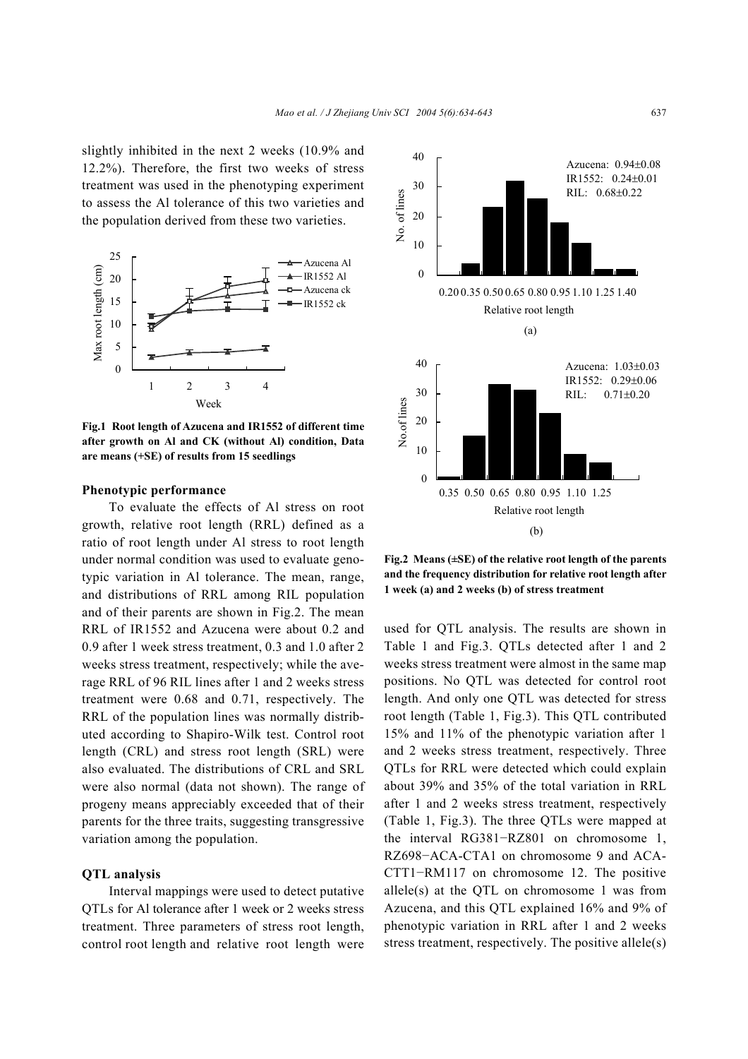slightly inhibited in the next 2 weeks (10.9% and 12.2%). Therefore, the first two weeks of stress treatment was used in the phenotyping experiment to assess the Al tolerance of this two varieties and the population derived from these two varieties.

**Fig.1 Root length of Azucena and IR1552 of different time after growth on Al and CK (without Al) condition, Data are means (+SE) of results from 15 seedlings**

### Phenotypic performance

To evaluate the effects of Al stress on root growth, relative root length (RRL) defined as a ratio of root length under Al stress to root length under normal condition was used to evaluate genotypic variation in Al tolerance. The mean, range, and distributions of RRL among RIL population and of their parents are shown in Fig.2. The mean RRL of IR1552 and Azucena were about 0.2 and 0.9 after 1 week stress treatment, 0.3 and 1.0 after 2 weeks stress treatment, respectively; while the average RRL of 96 RIL lines after 1 and 2 weeks stress treatment were 0.68 and 0.71, respectively. The RRL of the population lines was normally distributed according to Shapiro-Wilk test. Control root length (CRL) and stress root length (SRL) were also evaluated. The distributions of CRL and SRL were also normal (data not shown). The range of progeny means appreciably exceeded that of their parents for the three traits, suggesting transgressive variation among the population.

### QTL analysis

Interval mappings were used to detect putative QTLs for Al tolerance after 1 week or 2 weeks stress treatment. Three parameters of stress root length, control root length and relative root length were used for QTL analysis. The results are shown in Table 1 and Fig.3. QTLs detected after 1 and 2 weeks stress treatment were almost in the same map positions. No QTL was detected for control root length. And only one QTL was detected for stress root length (Table 1, Fig.3). This QTL contributed 15% and 11% of the phenotypic variation after 1 and 2 weeks stress treatment, respectively. Three QTLs for RRL were detected which could explain about 39% and 35% of the total variation in RRL after 1 and 2 weeks stress treatment, respectively (Table 1, Fig.3). The three QTLs were mapped at the interval RG381−RZ801 on chromosome 1, RZ698−ACA-CTA1 on chromosome 9 and ACA-CTT1−RM117 on chromosome 12. The positive allele(s) at the QTL on chromosome 1 was from Azucena, and this QTL explained 16% and 9% of phenotypic variation in RRL after 1 and 2 weeks stress treatment, respectively. The positive allele(s)

**Fig.2 Means (±SE) of the relative root length of the parents and the frequency distribution for relative root length after 1 week (a) and 2 weeks (b) of stress treatment**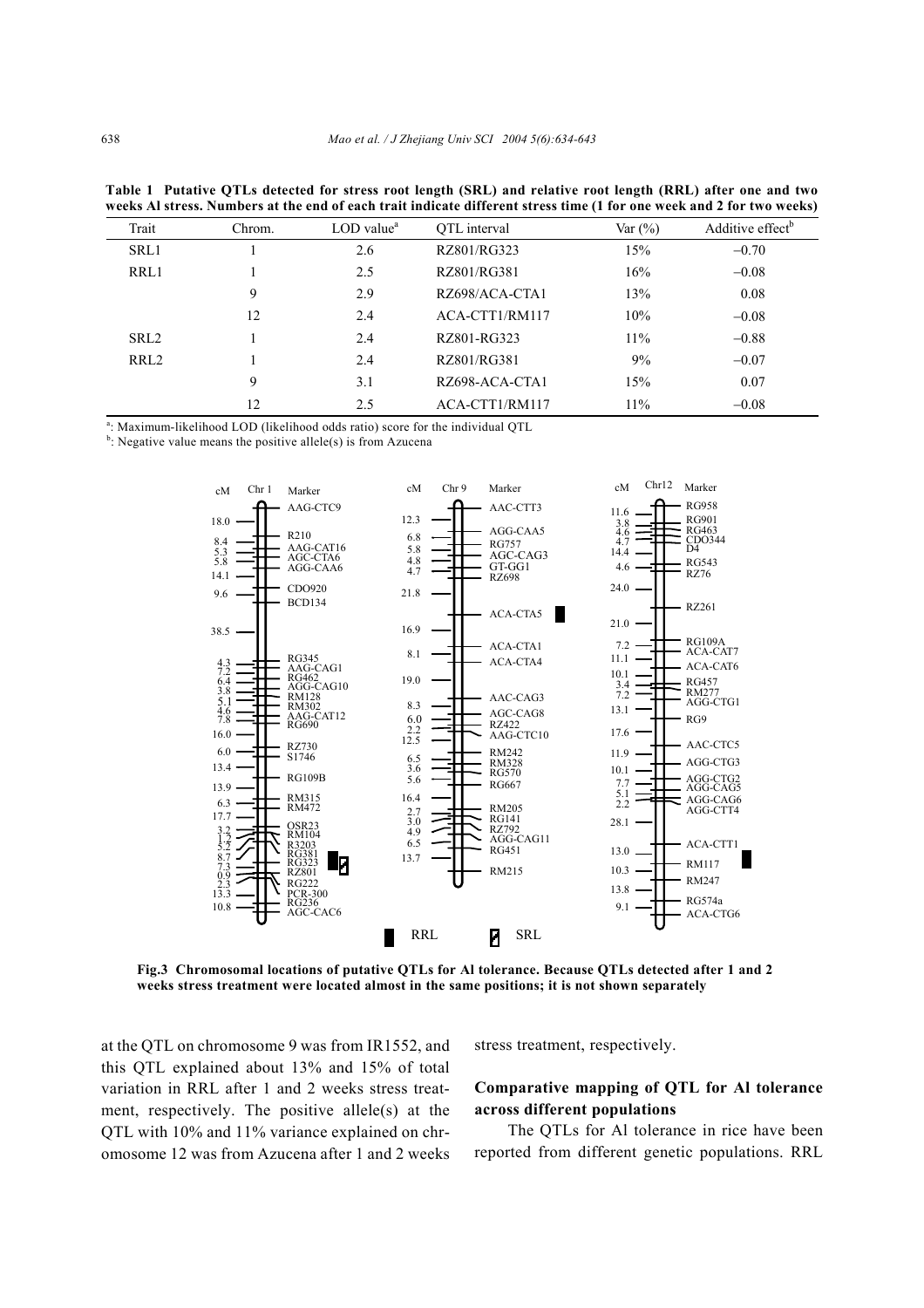**Table 1 Putative QTLs detected for stress root length (SRL) and relative root length (RRL) after one and two weeks Al stress. Numbers at the end of each trait indicate different stress time (1 for one week and 2 for two weeks)**

| Trait | Chrom. | LOD value[a] | QTL interval | Var (%) | Additive effect[b] |
|---|---|---|---|---|---|
| SRL1 | 1 | 2.6 | RZ801/RG323 | 15% | −0.70 |
| RRL1 | 1 | 2.5 | RZ801/RG381 | 16% | −0.08 |
| | 9 | 2.9 | RZ698/ACA-CTA1 | 13% | 0.08 |
| | 12 | 2.4 | ACA-CTT1/RM117 | 10% | −0.08 |
| SRL2 | 1 | 2.4 | RZ801-RG323 | 11% | −0.88 |
| RRL2 | 1 | 2.4 | RZ801/RG381 | 9% | −0.07 |
| | 9 | 3.1 | RZ698-ACA-CTA1 | 15% | 0.07 |
| | 12 | 2.5 | ACA-CTT1/RM117 | 11% | −0.08 |

[a]: Maximum-likelihood LOD (likelihood odds ratio) score for the individual QTL
[b]: Negative value means the positive allele(s) is from Azucena

**Fig.3 Chromosomal locations of putative QTLs for Al tolerance. Because QTLs detected after 1 and 2 weeks stress treatment were located almost in the same positions; it is not shown separately**

at the QTL on chromosome 9 was from IR1552, and this QTL explained about 13% and 15% of total variation in RRL after 1 and 2 weeks stress treatment, respectively. The positive allele(s) at the QTL with 10% and 11% variance explained on chromosome 12 was from Azucena after 1 and 2 weeks stress treatment, respectively.

## Comparative mapping of QTL for Al tolerance across different populations

The QTLs for Al tolerance in rice have been reported from different genetic populations. RRL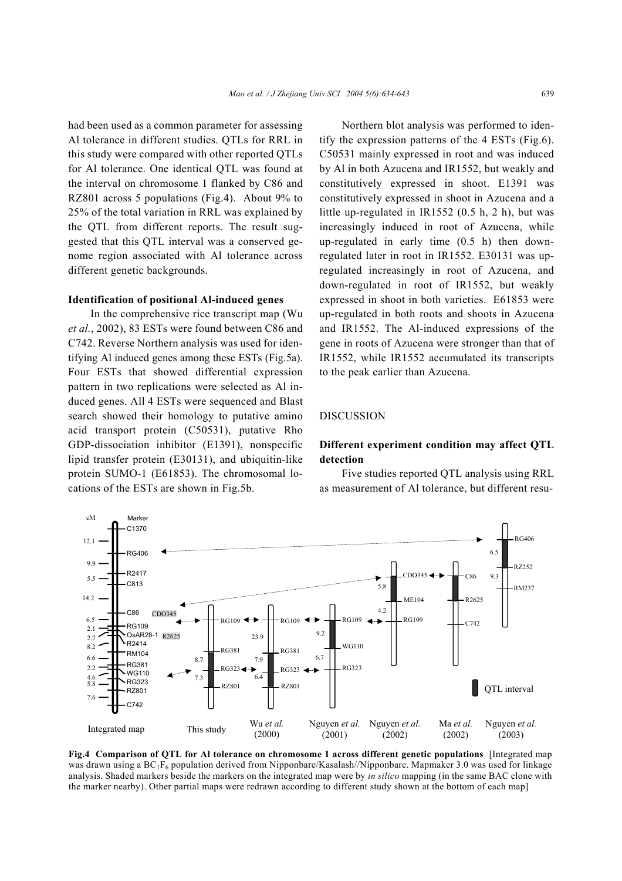had been used as a common parameter for assessing Al tolerance in different studies. QTLs for RRL in this study were compared with other reported QTLs for Al tolerance. One identical QTL was found at the interval on chromosome 1 flanked by C86 and RZ801 across 5 populations (Fig.4). About 9% to 25% of the total variation in RRL was explained by the QTL from different reports. The result suggested that this QTL interval was a conserved genome region associated with Al tolerance across different genetic backgrounds.

**Identification of positional Al-induced genes**

In the comprehensive rice transcript map (Wu *et al.*, 2002), 83 ESTs were found between C86 and C742. Reverse Northern analysis was used for identifying Al induced genes among these ESTs (Fig.5a). Four ESTs that showed differential expression pattern in two replications were selected as Al induced genes. All 4 ESTs were sequenced and Blast search showed their homology to putative amino acid transport protein (C50531), putative Rho GDP-dissociation inhibitor (E1391), nonspecific lipid transfer protein (E30131), and ubiquitin-like protein SUMO-1 (E61853). The chromosomal locations of the ESTs are shown in Fig.5b.

Northern blot analysis was performed to identify the expression patterns of the 4 ESTs (Fig.6). C50531 mainly expressed in root and was induced by Al in both Azucena and IR1552, but weakly and constitutively expressed in shoot. E1391 was constitutively expressed in shoot in Azucena and a little up-regulated in IR1552 (0.5 h, 2 h), but was increasingly induced in root of Azucena, while up-regulated in early time (0.5 h) then down-regulated later in root in IR1552. E30131 was up-regulated increasingly in root of Azucena, and down-regulated in root of IR1552, but weakly expressed in shoot in both varieties. E61853 were up-regulated in both roots and shoots in Azucena and IR1552. The Al-induced expressions of the gene in roots of Azucena were stronger than that of IR1552, while IR1552 accumulated its transcripts to the peak earlier than Azucena.

## DISCUSSION

**Different experiment condition may affect QTL detection**

Five studies reported QTL analysis using RRL as measurement of Al tolerance, but different resu-

**Fig.4 Comparison of QTL for Al tolerance on chromosome 1 across different genetic populations** [Integrated map was drawn using a $BC_1F_6$ population derived from Nipponbare/Kasalash//Nipponbare. Mapmaker 3.0 was used for linkage analysis. Shaded markers beside the markers on the integrated map were by *in silico* mapping (in the same BAC clone with the marker nearby). Other partial maps were redrawn according to different study shown at the bottom of each map]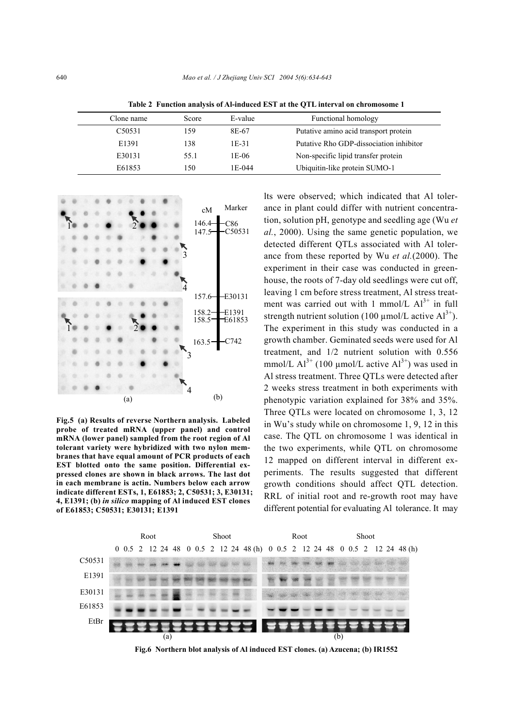**Table 2 Function analysis of Al-induced EST at the QTL interval on chromosome 1**

| Clone name | Score | E-value | Functional homology |
|---|---|---|---|
| C50531 | 159 | 8E-67 | Putative amino acid transport protein |
| E1391 | 138 | 1E-31 | Putative Rho GDP-dissociation inhibitor |
| E30131 | 55.1 | 1E-06 | Non-specific lipid transfer protein |
| E61853 | 150 | 1E-044 | Ubiquitin-like protein SUMO-1 |

**Fig.5 (a) Results of reverse Northern analysis. Labeled probe of treated mRNA (upper panel) and control mRNA (lower panel) sampled from the root region of Al tolerant variety were hybridized with two nylon membranes that have equal amount of PCR products of each EST blotted onto the same position. Differential expressed clones are shown in black arrows. The last dot in each membrane is actin. Numbers below each arrow indicate different ESTs, 1, E61853; 2, C50531; 3, E30131; 4, E1391; (b) *in silico* mapping of Al induced EST clones of E61853; C50531; E30131; E1391**

lts were observed; which indicated that Al tolerance in plant could differ with nutrient concentration, solution pH, genotype and seedling age (Wu *et al.*, 2000). Using the same genetic population, we detected different QTLs associated with Al tolerance from these reported by Wu *et al.*(2000). The experiment in their case was conducted in greenhouse, the roots of 7-day old seedlings were cut off, leaving 1 cm before stress treatment, Al stress treatment was carried out with 1 mmol/L $Al^{3+}$ in full strength nutrient solution (100 μmol/L active $Al^{3+}$). The experiment in this study was conducted in a growth chamber. Geminated seeds were used for Al treatment, and 1/2 nutrient solution with 0.556 mmol/L $Al^{3+}$ (100 μmol/L active $Al^{3+}$) was used in Al stress treatment. Three QTLs were detected after 2 weeks stress treatment in both experiments with phenotypic variation explained for 38% and 35%. Three QTLs were located on chromosome 1, 3, 12 in Wu's study while on chromosome 1, 9, 12 in this case. The QTL on chromosome 1 was identical in the two experiments, while QTL on chromosome 12 mapped on different interval in different experiments. The results suggested that different growth conditions should affect QTL detection. RRL of initial root and re-growth root may have different potential for evaluating Al tolerance. It may

**Fig.6 Northern blot analysis of Al induced EST clones. (a) Azucena; (b) IR1552**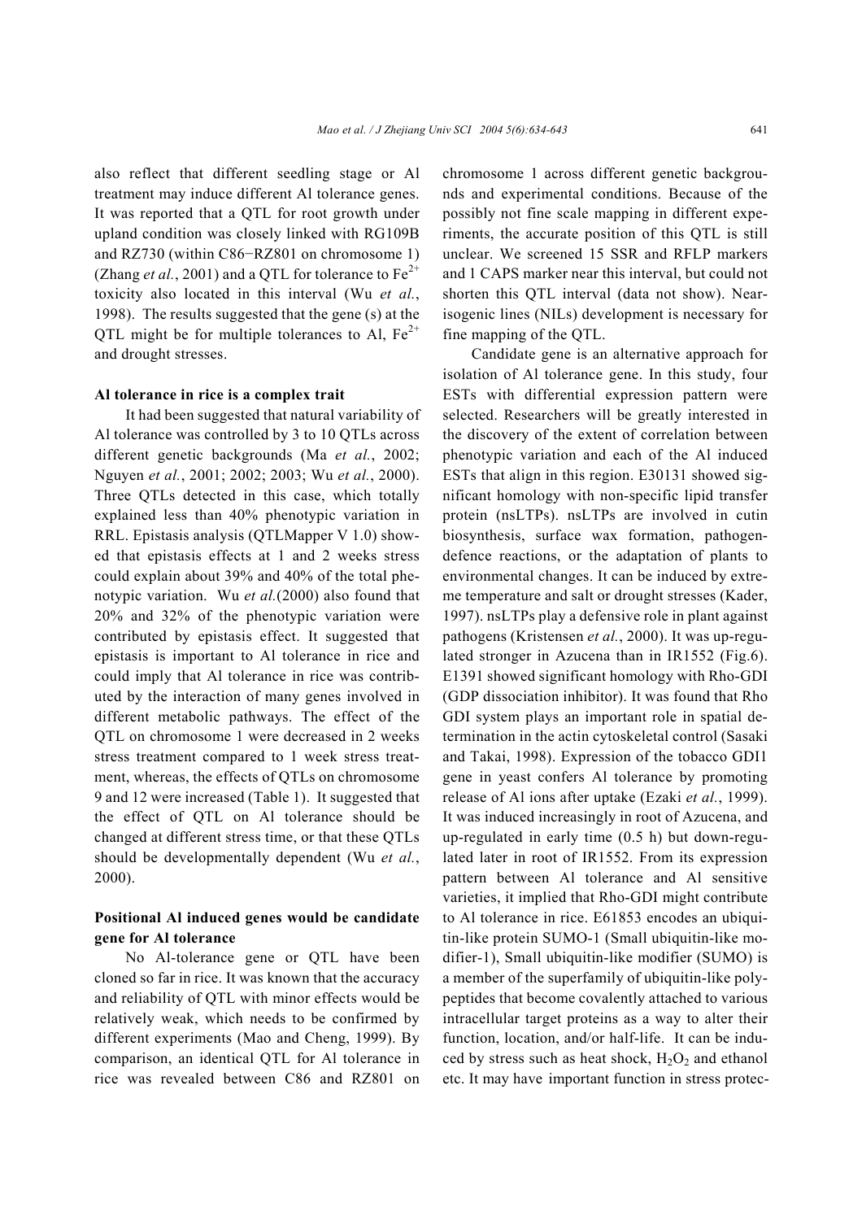also reflect that different seedling stage or Al treatment may induce different Al tolerance genes. It was reported that a QTL for root growth under upland condition was closely linked with RG109B and RZ730 (within C86−RZ801 on chromosome 1) (Zhang *et al.*, 2001) and a QTL for tolerance to $Fe^{2+}$ toxicity also located in this interval (Wu *et al.*, 1998). The results suggested that the gene (s) at the QTL might be for multiple tolerances to Al, $Fe^{2+}$ and drought stresses.

**Al tolerance in rice is a complex trait**

It had been suggested that natural variability of Al tolerance was controlled by 3 to 10 QTLs across different genetic backgrounds (Ma *et al.*, 2002; Nguyen *et al.*, 2001; 2002; 2003; Wu *et al.*, 2000). Three QTLs detected in this case, which totally explained less than 40% phenotypic variation in RRL. Epistasis analysis (QTLMapper V 1.0) showed that epistasis effects at 1 and 2 weeks stress could explain about 39% and 40% of the total phenotypic variation. Wu *et al.*(2000) also found that 20% and 32% of the phenotypic variation were contributed by epistasis effect. It suggested that epistasis is important to Al tolerance in rice and could imply that Al tolerance in rice was contributed by the interaction of many genes involved in different metabolic pathways. The effect of the QTL on chromosome 1 were decreased in 2 weeks stress treatment compared to 1 week stress treatment, whereas, the effects of QTLs on chromosome 9 and 12 were increased (Table 1). It suggested that the effect of QTL on Al tolerance should be changed at different stress time, or that these QTLs should be developmentally dependent (Wu *et al.*, 2000).

**Positional Al induced genes would be candidate gene for Al tolerance**

No Al-tolerance gene or QTL have been cloned so far in rice. It was known that the accuracy and reliability of QTL with minor effects would be relatively weak, which needs to be confirmed by different experiments (Mao and Cheng, 1999). By comparison, an identical QTL for Al tolerance in rice was revealed between C86 and RZ801 on chromosome 1 across different genetic backgrounds and experimental conditions. Because of the possibly not fine scale mapping in different experiments, the accurate position of this QTL is still unclear. We screened 15 SSR and RFLP markers and 1 CAPS marker near this interval, but could not shorten this QTL interval (data not show). Near-isogenic lines (NILs) development is necessary for fine mapping of the QTL.

Candidate gene is an alternative approach for isolation of Al tolerance gene. In this study, four ESTs with differential expression pattern were selected. Researchers will be greatly interested in the discovery of the extent of correlation between phenotypic variation and each of the Al induced ESTs that align in this region. E30131 showed significant homology with non-specific lipid transfer protein (nsLTPs). nsLTPs are involved in cutin biosynthesis, surface wax formation, pathogen-defence reactions, or the adaptation of plants to environmental changes. It can be induced by extreme temperature and salt or drought stresses (Kader, 1997). nsLTPs play a defensive role in plant against pathogens (Kristensen *et al.*, 2000). It was up-regulated stronger in Azucena than in IR1552 (Fig.6). E1391 showed significant homology with Rho-GDI (GDP dissociation inhibitor). It was found that Rho GDI system plays an important role in spatial determination in the actin cytoskeletal control (Sasaki and Takai, 1998). Expression of the tobacco GDI1 gene in yeast confers Al tolerance by promoting release of Al ions after uptake (Ezaki *et al.*, 1999). It was induced increasingly in root of Azucena, and up-regulated in early time (0.5 h) but down-regulated later in root of IR1552. From its expression pattern between Al tolerance and Al sensitive varieties, it implied that Rho-GDI might contribute to Al tolerance in rice. E61853 encodes an ubiquitin-like protein SUMO-1 (Small ubiquitin-like modifier-1), Small ubiquitin-like modifier (SUMO) is a member of the superfamily of ubiquitin-like polypeptides that become covalently attached to various intracellular target proteins as a way to alter their function, location, and/or half-life. It can be induced by stress such as heat shock, $H_2O_2$ and ethanol etc. It may have important function in stress protec-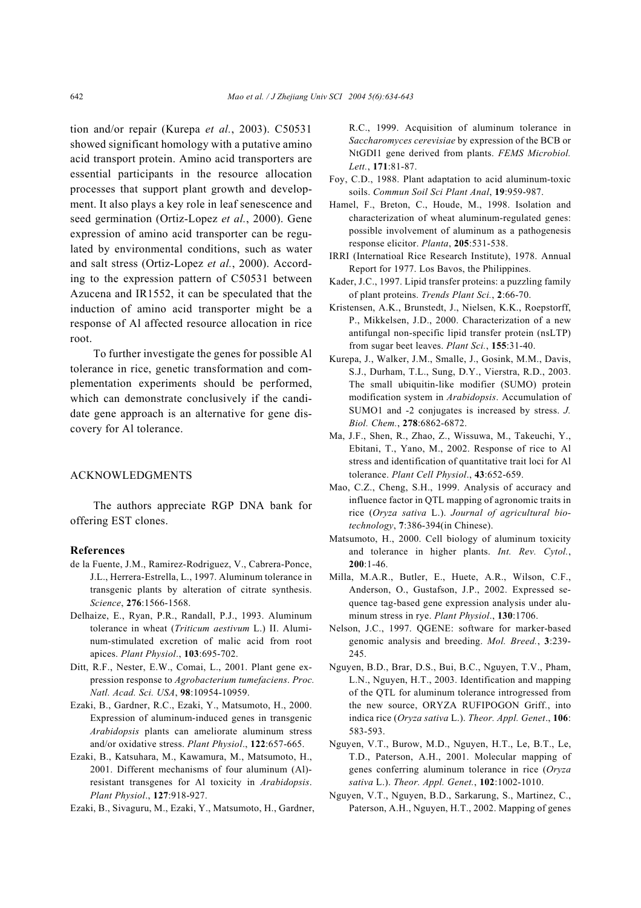tion and/or repair (Kurepa *et al.*, 2003). C50531 showed significant homology with a putative amino acid transport protein. Amino acid transporters are essential participants in the resource allocation processes that support plant growth and development. It also plays a key role in leaf senescence and seed germination (Ortiz-Lopez *et al.*, 2000). Gene expression of amino acid transporter can be regulated by environmental conditions, such as water and salt stress (Ortiz-Lopez *et al.*, 2000). According to the expression pattern of C50531 between Azucena and IR1552, it can be speculated that the induction of amino acid transporter might be a response of Al affected resource allocation in rice root.

To further investigate the genes for possible Al tolerance in rice, genetic transformation and complementation experiments should be performed, which can demonstrate conclusively if the candidate gene approach is an alternative for gene discovery for Al tolerance.

## ACKNOWLEDGMENTS

The authors appreciate RGP DNA bank for offering EST clones.

## References

de la Fuente, J.M., Ramirez-Rodriguez, V., Cabrera-Ponce, J.L., Herrera-Estrella, L., 1997. Aluminum tolerance in transgenic plants by alteration of citrate synthesis. *Science*, **276**:1566-1568.

Delhaize, E., Ryan, P.R., Randall, P.J., 1993. Aluminum tolerance in wheat (*Triticum aestivum* L.) II. Aluminum-stimulated excretion of malic acid from root apices. *Plant Physiol*., **103**:695-702.

Ditt, R.F., Nester, E.W., Comai, L., 2001. Plant gene expression response to *Agrobacterium tumefaciens*. *Proc. Natl. Acad. Sci. USA*, **98**:10954-10959.

Ezaki, B., Gardner, R.C., Ezaki, Y., Matsumoto, H., 2000. Expression of aluminum-induced genes in transgenic *Arabidopsis* plants can ameliorate aluminum stress and/or oxidative stress. *Plant Physiol*., **122**:657-665.

Ezaki, B., Katsuhara, M., Kawamura, M., Matsumoto, H., 2001. Different mechanisms of four aluminum (Al)-resistant transgenes for Al toxicity in *Arabidopsis*. *Plant Physiol*., **127**:918-927.

Ezaki, B., Sivaguru, M., Ezaki, Y., Matsumoto, H., Gardner, R.C., 1999. Acquisition of aluminum tolerance in *Saccharomyces cerevisiae* by expression of the BCB or NtGDI1 gene derived from plants. *FEMS Microbiol. Lett.*, **171**:81-87.

Foy, C.D., 1988. Plant adaptation to acid aluminum-toxic soils. *Commun Soil Sci Plant Anal*, **19**:959-987.

Hamel, F., Breton, C., Houde, M., 1998. Isolation and characterization of wheat aluminum-regulated genes: possible involvement of aluminum as a pathogenesis response elicitor. *Planta*, **205**:531-538.

IRRI (Internatioal Rice Research Institute), 1978. Annual Report for 1977. Los Bavos, the Philippines.

Kader, J.C., 1997. Lipid transfer proteins: a puzzling family of plant proteins. *Trends Plant Sci.*, **2**:66-70.

Kristensen, A.K., Brunstedt, J., Nielsen, K.K., Roepstorff, P., Mikkelsen, J.D., 2000. Characterization of a new antifungal non-specific lipid transfer protein (nsLTP) from sugar beet leaves. *Plant Sci.*, **155**:31-40.

Kurepa, J., Walker, J.M., Smalle, J., Gosink, M.M., Davis, S.J., Durham, T.L., Sung, D.Y., Vierstra, R.D., 2003. The small ubiquitin-like modifier (SUMO) protein modification system in *Arabidopsis*. Accumulation of SUMO1 and -2 conjugates is increased by stress. *J. Biol. Chem.*, **278**:6862-6872.

Ma, J.F., Shen, R., Zhao, Z., Wissuwa, M., Takeuchi, Y., Ebitani, T., Yano, M., 2002. Response of rice to Al stress and identification of quantitative trait loci for Al tolerance. *Plant Cell Physiol*., **43**:652-659.

Mao, C.Z., Cheng, S.H., 1999. Analysis of accuracy and influence factor in QTL mapping of agronomic traits in rice (*Oryza sativa* L.). *Journal of agricultural biotechnology*, **7**:386-394(in Chinese).

Matsumoto, H., 2000. Cell biology of aluminum toxicity and tolerance in higher plants. *Int. Rev. Cytol.*, **200**:1-46.

Milla, M.A.R., Butler, E., Huete, A.R., Wilson, C.F., Anderson, O., Gustafson, J.P., 2002. Expressed sequence tag-based gene expression analysis under aluminum stress in rye. *Plant Physiol*., **130**:1706.

Nelson, J.C., 1997. QGENE: software for marker-based genomic analysis and breeding. *Mol. Breed.*, **3**:239-245.

Nguyen, B.D., Brar, D.S., Bui, B.C., Nguyen, T.V., Pham, L.N., Nguyen, H.T., 2003. Identification and mapping of the QTL for aluminum tolerance introgressed from the new source, ORYZA RUFIPOGON Griff., into indica rice (*Oryza sativa* L.). *Theor. Appl. Genet*., **106**: 583-593.

Nguyen, V.T., Burow, M.D., Nguyen, H.T., Le, B.T., Le, T.D., Paterson, A.H., 2001. Molecular mapping of genes conferring aluminum tolerance in rice (*Oryza sativa* L.). *Theor. Appl. Genet.*, **102**:1002-1010.

Nguyen, V.T., Nguyen, B.D., Sarkarung, S., Martinez, C., Paterson, A.H., Nguyen, H.T., 2002. Mapping of genes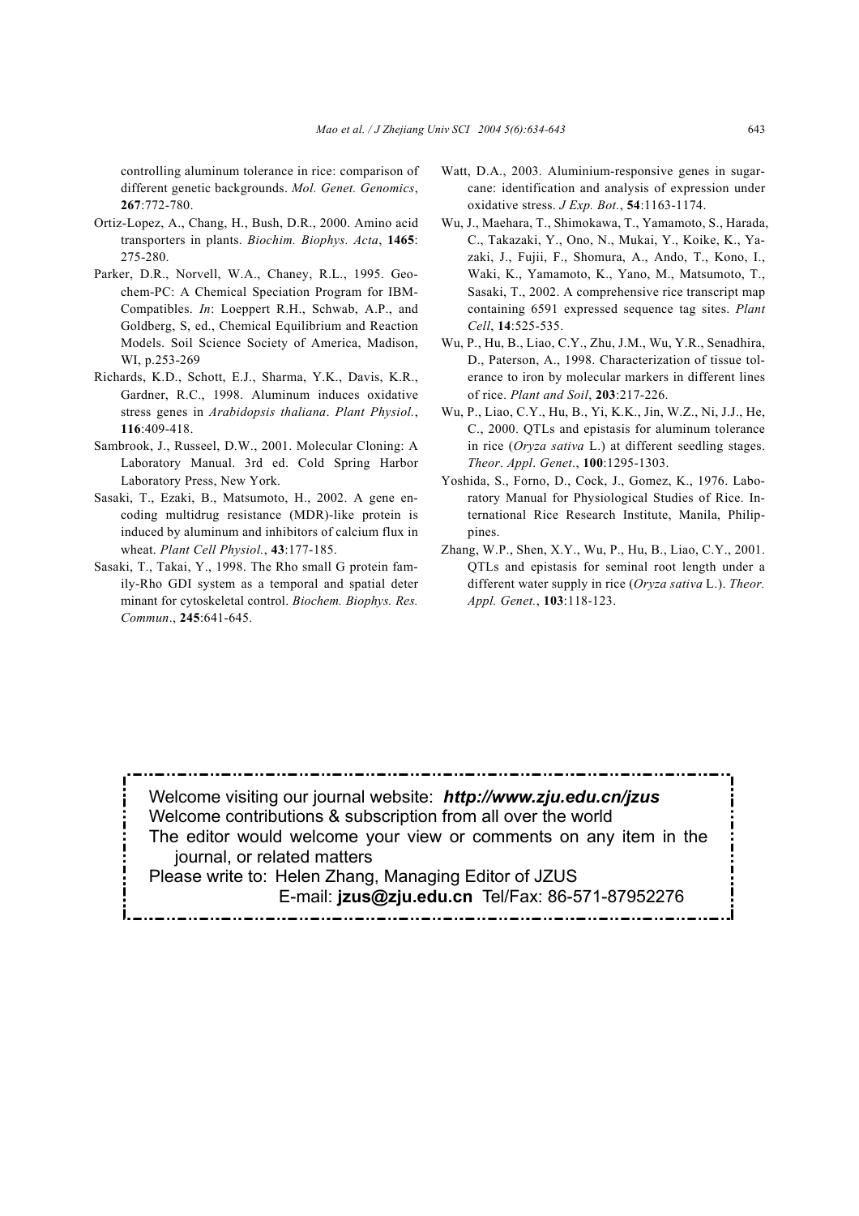controlling aluminum tolerance in rice: comparison of different genetic backgrounds. *Mol. Genet. Genomics*, **267**:772-780.

Ortiz-Lopez, A., Chang, H., Bush, D.R., 2000. Amino acid transporters in plants. *Biochim. Biophys. Acta*, **1465**: 275-280.

Parker, D.R., Norvell, W.A., Chaney, R.L., 1995. Geochem-PC: A Chemical Speciation Program for IBM-Compatibles. *In*: Loeppert R.H., Schwab, A.P., and Goldberg, S, ed., Chemical Equilibrium and Reaction Models. Soil Science Society of America, Madison, WI, p.253-269

Richards, K.D., Schott, E.J., Sharma, Y.K., Davis, K.R., Gardner, R.C., 1998. Aluminum induces oxidative stress genes in *Arabidopsis thaliana*. *Plant Physiol.*, **116**:409-418.

Sambrook, J., Russeel, D.W., 2001. Molecular Cloning: A Laboratory Manual. 3rd ed. Cold Spring Harbor Laboratory Press, New York.

Sasaki, T., Ezaki, B., Matsumoto, H., 2002. A gene encoding multidrug resistance (MDR)-like protein is induced by aluminum and inhibitors of calcium flux in wheat. *Plant Cell Physiol.*, **43**:177-185.

Sasaki, T., Takai, Y., 1998. The Rho small G protein family-Rho GDI system as a temporal and spatial deter minant for cytoskeletal control. *Biochem. Biophys. Res. Commun*., **245**:641-645.

Watt, D.A., 2003. Aluminium-responsive genes in sugarcane: identification and analysis of expression under oxidative stress. *J Exp. Bot.*, **54**:1163-1174.

Wu, J., Maehara, T., Shimokawa, T., Yamamoto, S., Harada, C., Takazaki, Y., Ono, N., Mukai, Y., Koike, K., Yazaki, J., Fujii, F., Shomura, A., Ando, T., Kono, I., Waki, K., Yamamoto, K., Yano, M., Matsumoto, T., Sasaki, T., 2002. A comprehensive rice transcript map containing 6591 expressed sequence tag sites. *Plant Cell*, **14**:525-535.

Wu, P., Hu, B., Liao, C.Y., Zhu, J.M., Wu, Y.R., Senadhira, D., Paterson, A., 1998. Characterization of tissue tolerance to iron by molecular markers in different lines of rice. *Plant and Soil*, **203**:217-226.

Wu, P., Liao, C.Y., Hu, B., Yi, K.K., Jin, W.Z., Ni, J.J., He, C., 2000. QTLs and epistasis for aluminum tolerance in rice (*Oryza sativa* L.) at different seedling stages. *Theor*. *Appl*. *Genet*., **100**:1295-1303.

Yoshida, S., Forno, D., Cock, J., Gomez, K., 1976. Laboratory Manual for Physiological Studies of Rice. International Rice Research Institute, Manila, Philippines.

Zhang, W.P., Shen, X.Y., Wu, P., Hu, B., Liao, C.Y., 2001. QTLs and epistasis for seminal root length under a different water supply in rice (*Oryza sativa* L.). *Theor. Appl. Genet.*, **103**:118-123.

Welcome visiting our journal website: ***http://www.zju.edu.cn/jzus***
Welcome contributions & subscription from all over the world
The editor would welcome your view or comments on any item in the journal, or related matters
Please write to: Helen Zhang, Managing Editor of JZUS
E-mail: **jzus@zju.edu.cn** Tel/Fax: 86-571-87952276